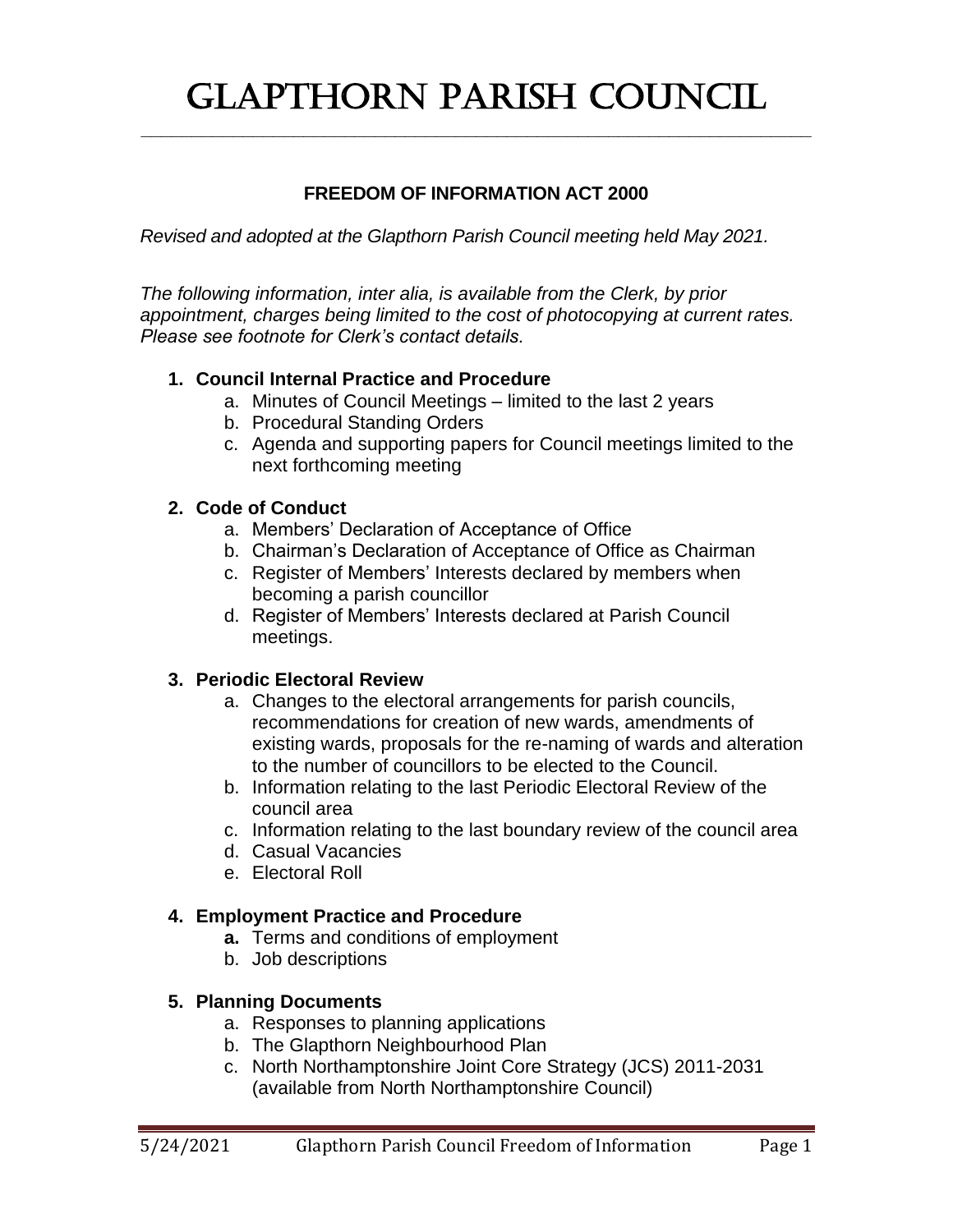# Glapthorn Parish Council

## FREEDOM OF INFORMATION ACT 2000

*Revised and adopted at the Glapthorn Parish Council meeting held May 2021.*

*The following information, inter alia, is available from the Clerk, by prior appointment, charges being limited to the cost of photocopying at current rates. Please see footnote for Clerk's contact details.*

1. **Council Internal Practice and Procedure**
    a. Minutes of Council Meetings – limited to the last 2 years
    b. Procedural Standing Orders
    c. Agenda and supporting papers for Council meetings limited to the next forthcoming meeting

2. **Code of Conduct**
    a. Members' Declaration of Acceptance of Office
    b. Chairman's Declaration of Acceptance of Office as Chairman
    c. Register of Members' Interests declared by members when becoming a parish councillor
    d. Register of Members' Interests declared at Parish Council meetings.

3. **Periodic Electoral Review**
    a. Changes to the electoral arrangements for parish councils, recommendations for creation of new wards, amendments of existing wards, proposals for the re-naming of wards and alteration to the number of councillors to be elected to the Council.
    b. Information relating to the last Periodic Electoral Review of the council area
    c. Information relating to the last boundary review of the council area
    d. Casual Vacancies
    e. Electoral Roll

4. **Employment Practice and Procedure**
    a. Terms and conditions of employment
    b. Job descriptions

5. **Planning Documents**
    a. Responses to planning applications
    b. The Glapthorn Neighbourhood Plan
    c. North Northamptonshire Joint Core Strategy (JCS) 2011-2031 (available from North Northamptonshire Council)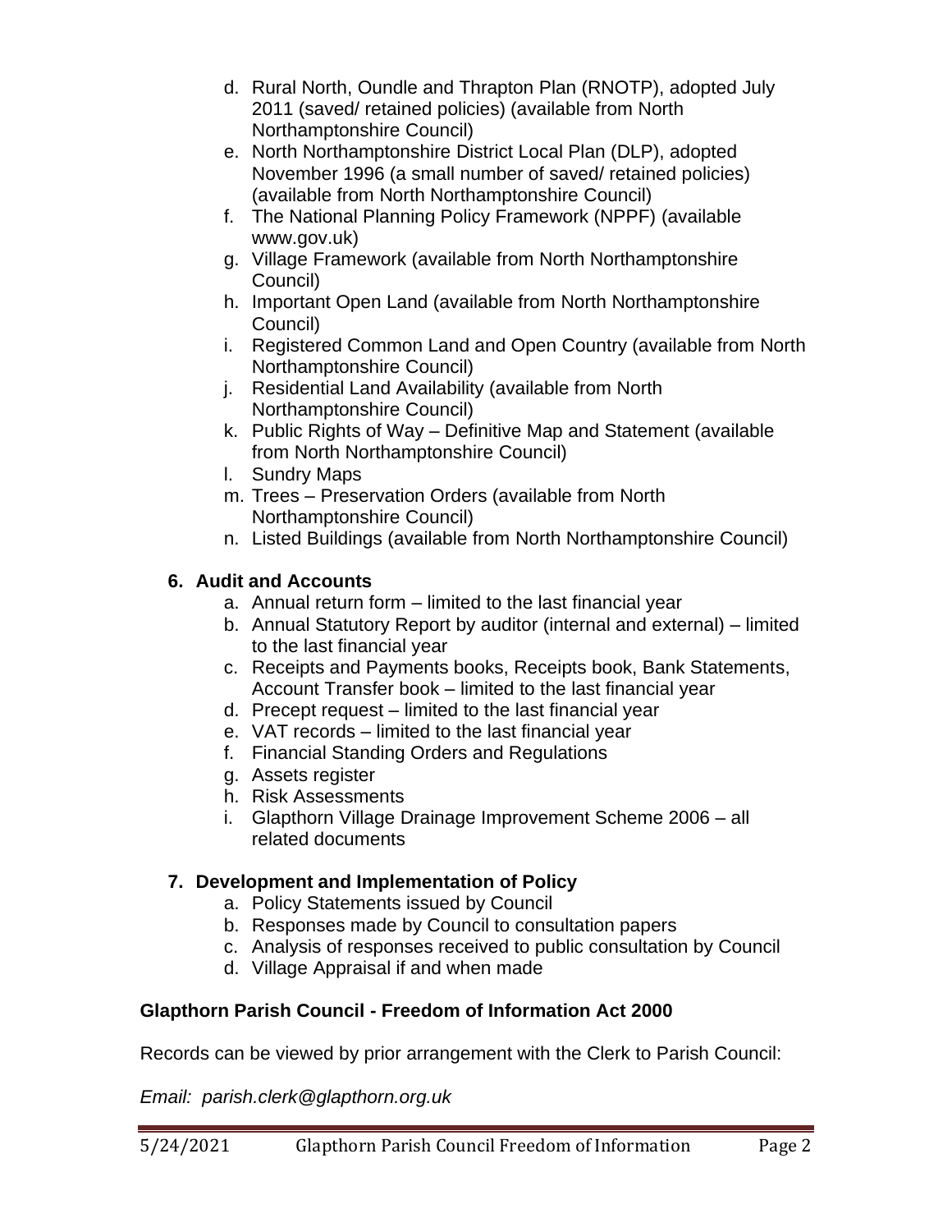d. Rural North, Oundle and Thrapton Plan (RNOTP), adopted July 2011 (saved/ retained policies) (available from North Northamptonshire Council)
e. North Northamptonshire District Local Plan (DLP), adopted November 1996 (a small number of saved/ retained policies) (available from North Northamptonshire Council)
f. The National Planning Policy Framework (NPPF) (available www.gov.uk)
g. Village Framework (available from North Northamptonshire Council)
h. Important Open Land (available from North Northamptonshire Council)
i. Registered Common Land and Open Country (available from North Northamptonshire Council)
j. Residential Land Availability (available from North Northamptonshire Council)
k. Public Rights of Way – Definitive Map and Statement (available from North Northamptonshire Council)
l. Sundry Maps
m. Trees – Preservation Orders (available from North Northamptonshire Council)
n. Listed Buildings (available from North Northamptonshire Council)

**6. Audit and Accounts**

a. Annual return form – limited to the last financial year
b. Annual Statutory Report by auditor (internal and external) – limited to the last financial year
c. Receipts and Payments books, Receipts book, Bank Statements, Account Transfer book – limited to the last financial year
d. Precept request – limited to the last financial year
e. VAT records – limited to the last financial year
f. Financial Standing Orders and Regulations
g. Assets register
h. Risk Assessments
i. Glapthorn Village Drainage Improvement Scheme 2006 – all related documents

**7. Development and Implementation of Policy**

a. Policy Statements issued by Council
b. Responses made by Council to consultation papers
c. Analysis of responses received to public consultation by Council
d. Village Appraisal if and when made

**Glapthorn Parish Council - Freedom of Information Act 2000**

Records can be viewed by prior arrangement with the Clerk to Parish Council:

*Email: parish.clerk@glapthorn.org.uk*